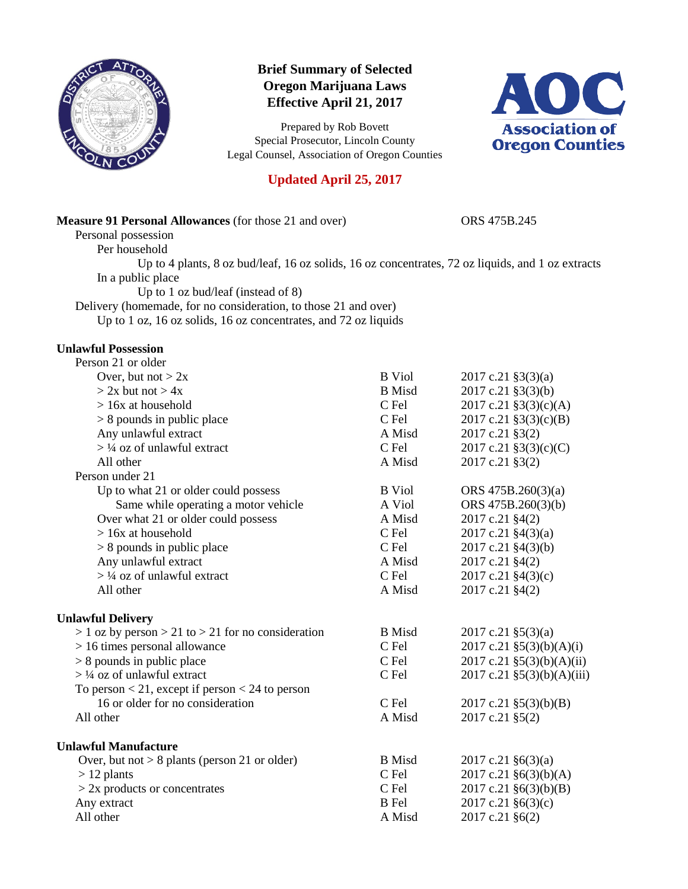# Brief Summary of Selected Oregon Marijuana Laws Effective April 21, 2017

Prepared by Rob Bovett
Special Prosecutor, Lincoln County
Legal Counsel, Association of Oregon Counties

**Updated April 25, 2017**

**Measure 91 Personal Allowances** (for those 21 and over) — ORS 475B.245

- Personal possession
  - Per household
    - Up to 4 plants, 8 oz bud/leaf, 16 oz solids, 16 oz concentrates, 72 oz liquids, and 1 oz extracts
  - In a public place
    - Up to 1 oz bud/leaf (instead of 8)
- Delivery (homemade, for no consideration, to those 21 and over)
  - Up to 1 oz, 16 oz solids, 16 oz concentrates, and 72 oz liquids

**Unlawful Possession**

| | | |
|---|---|---|
| **Person 21 or older** | | |
| Over, but not > 2x | B Viol | 2017 c.21 §3(3)(a) |
| > 2x but not > 4x | B Misd | 2017 c.21 §3(3)(b) |
| > 16x at household | C Fel | 2017 c.21 §3(3)(c)(A) |
| > 8 pounds in public place | C Fel | 2017 c.21 §3(3)(c)(B) |
| Any unlawful extract | A Misd | 2017 c.21 §3(2) |
| > ¼ oz of unlawful extract | C Fel | 2017 c.21 §3(3)(c)(C) |
| All other | A Misd | 2017 c.21 §3(2) |
| **Person under 21** | | |
| Up to what 21 or older could possess | B Viol | ORS 475B.260(3)(a) |
| Same while operating a motor vehicle | A Viol | ORS 475B.260(3)(b) |
| Over what 21 or older could possess | A Misd | 2017 c.21 §4(2) |
| > 16x at household | C Fel | 2017 c.21 §4(3)(a) |
| > 8 pounds in public place | C Fel | 2017 c.21 §4(3)(b) |
| Any unlawful extract | A Misd | 2017 c.21 §4(2) |
| > ¼ oz of unlawful extract | C Fel | 2017 c.21 §4(3)(c) |
| All other | A Misd | 2017 c.21 §4(2) |

**Unlawful Delivery**

| | | |
|---|---|---|
| > 1 oz by person > 21 to > 21 for no consideration | B Misd | 2017 c.21 §5(3)(a) |
| > 16 times personal allowance | C Fel | 2017 c.21 §5(3)(b)(A)(i) |
| > 8 pounds in public place | C Fel | 2017 c.21 §5(3)(b)(A)(ii) |
| > ¼ oz of unlawful extract | C Fel | 2017 c.21 §5(3)(b)(A)(iii) |
| To person < 21, except if person < 24 to person 16 or older for no consideration | C Fel | 2017 c.21 §5(3)(b)(B) |
| All other | A Misd | 2017 c.21 §5(2) |

**Unlawful Manufacture**

| | | |
|---|---|---|
| Over, but not > 8 plants (person 21 or older) | B Misd | 2017 c.21 §6(3)(a) |
| > 12 plants | C Fel | 2017 c.21 §6(3)(b)(A) |
| > 2x products or concentrates | C Fel | 2017 c.21 §6(3)(b)(B) |
| Any extract | B Fel | 2017 c.21 §6(3)(c) |
| All other | A Misd | 2017 c.21 §6(2) |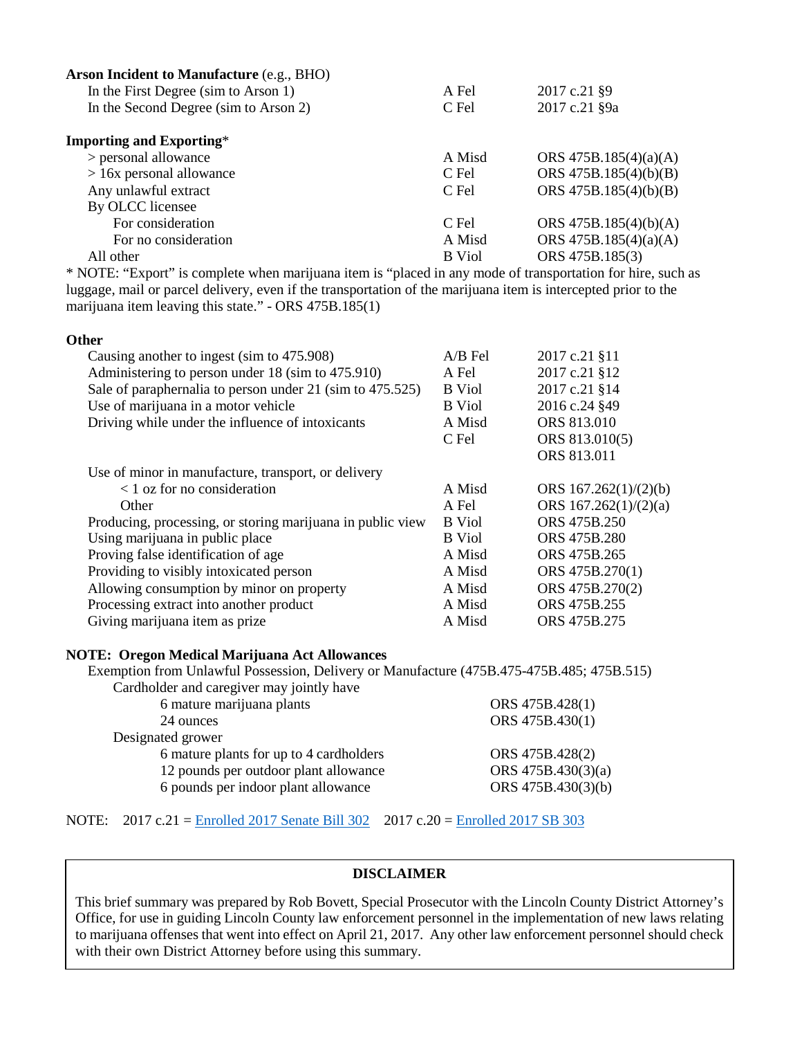**Arson Incident to Manufacture** (e.g., BHO)

| | | |
|---|---|---|
| In the First Degree (sim to Arson 1) | A Fel | 2017 c.21 §9 |
| In the Second Degree (sim to Arson 2) | C Fel | 2017 c.21 §9a |

**Importing and Exporting***

| | | |
|---|---|---|
| > personal allowance | A Misd | ORS 475B.185(4)(a)(A) |
| > 16x personal allowance | C Fel | ORS 475B.185(4)(b)(B) |
| Any unlawful extract | C Fel | ORS 475B.185(4)(b)(B) |
| By OLCC licensee | | |
| For consideration | C Fel | ORS 475B.185(4)(b)(A) |
| For no consideration | A Misd | ORS 475B.185(4)(a)(A) |
| All other | B Viol | ORS 475B.185(3) |

* NOTE: "Export" is complete when marijuana item is "placed in any mode of transportation for hire, such as luggage, mail or parcel delivery, even if the transportation of the marijuana item is intercepted prior to the marijuana item leaving this state." - ORS 475B.185(1)

**Other**

| | | |
|---|---|---|
| Causing another to ingest (sim to 475.908) | A/B Fel | 2017 c.21 §11 |
| Administering to person under 18 (sim to 475.910) | A Fel | 2017 c.21 §12 |
| Sale of paraphernalia to person under 21 (sim to 475.525) | B Viol | 2017 c.21 §14 |
| Use of marijuana in a motor vehicle | B Viol | 2016 c.24 §49 |
| Driving while under the influence of intoxicants | A Misd | ORS 813.010 |
| | C Fel | ORS 813.010(5) |
| | | ORS 813.011 |
| Use of minor in manufacture, transport, or delivery | | |
| < 1 oz for no consideration | A Misd | ORS 167.262(1)/(2)(b) |
| Other | A Fel | ORS 167.262(1)/(2)(a) |
| Producing, processing, or storing marijuana in public view | B Viol | ORS 475B.250 |
| Using marijuana in public place | B Viol | ORS 475B.280 |
| Proving false identification of age | A Misd | ORS 475B.265 |
| Providing to visibly intoxicated person | A Misd | ORS 475B.270(1) |
| Allowing consumption by minor on property | A Misd | ORS 475B.270(2) |
| Processing extract into another product | A Misd | ORS 475B.255 |
| Giving marijuana item as prize | A Misd | ORS 475B.275 |

**NOTE: Oregon Medical Marijuana Act Allowances**

Exemption from Unlawful Possession, Delivery or Manufacture (475B.475-475B.485; 475B.515)

| | |
|---|---|
| Cardholder and caregiver may jointly have | |
| 6 mature marijuana plants | ORS 475B.428(1) |
| 24 ounces | ORS 475B.430(1) |
| Designated grower | |
| 6 mature plants for up to 4 cardholders | ORS 475B.428(2) |
| 12 pounds per outdoor plant allowance | ORS 475B.430(3)(a) |
| 6 pounds per indoor plant allowance | ORS 475B.430(3)(b) |

NOTE: 2017 c.21 = Enrolled 2017 Senate Bill 302 2017 c.20 = Enrolled 2017 SB 303

**DISCLAIMER**

This brief summary was prepared by Rob Bovett, Special Prosecutor with the Lincoln County District Attorney's Office, for use in guiding Lincoln County law enforcement personnel in the implementation of new laws relating to marijuana offenses that went into effect on April 21, 2017. Any other law enforcement personnel should check with their own District Attorney before using this summary.